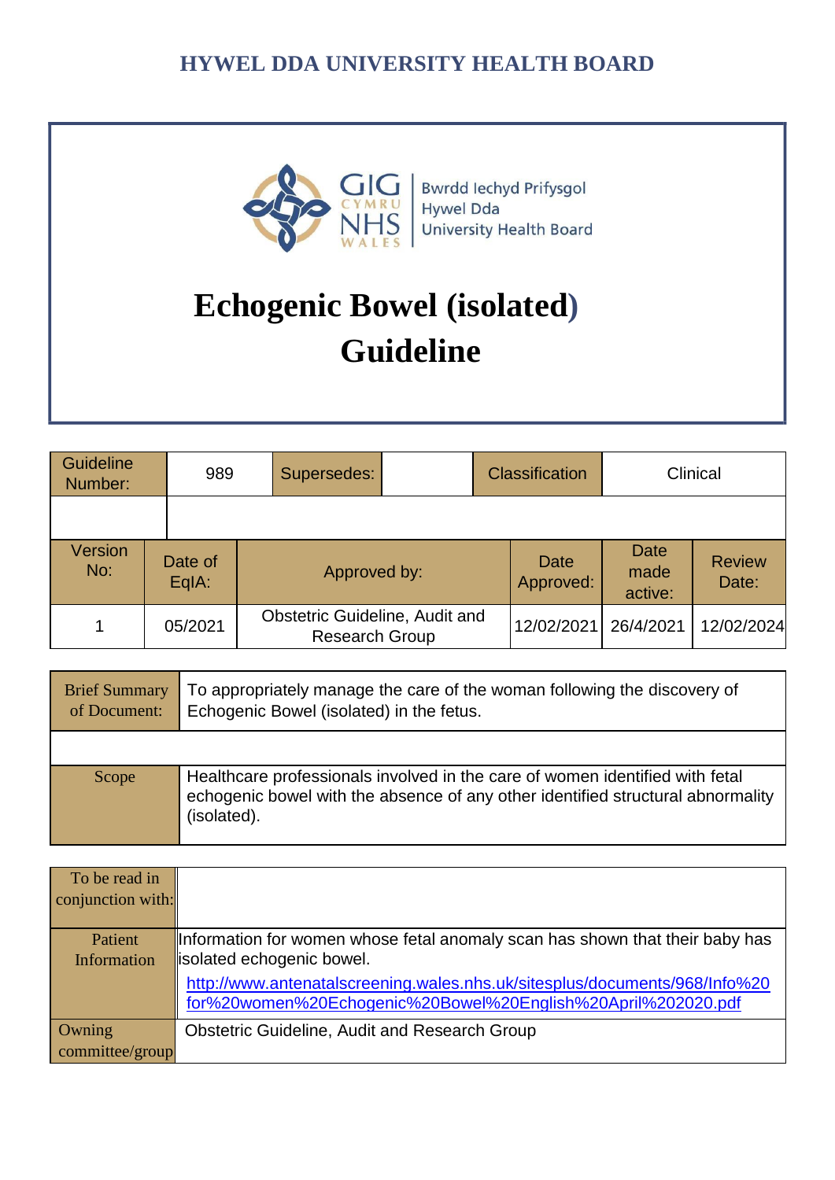# HYWEL DDA UNIVERSITY HEALTH BOARD

GIG CYMRU NHS WALES | Bwrdd Iechyd Prifysgol Hywel Dda University Health Board

# Echogenic Bowel (isolated) Guideline

| Guideline Number: | 989 | Supersedes: | | Classification | Clinical |
|---|---|---|---|---|---|
| | | | | | |

| Version No: | Date of EqIA: | Approved by: | Date Approved: | Date made active: | Review Date: |
|---|---|---|---|---|---|
| 1 | 05/2021 | Obstetric Guideline, Audit and Research Group | 12/02/2021 | 26/4/2021 | 12/02/2024 |

| Brief Summary of Document: | To appropriately manage the care of the woman following the discovery of Echogenic Bowel (isolated) in the fetus. |
|---|---|
| | |
| Scope | Healthcare professionals involved in the care of women identified with fetal echogenic bowel with the absence of any other identified structural abnormality (isolated). |

| To be read in conjunction with: | |
|---|---|
| Patient Information | Information for women whose fetal anomaly scan has shown that their baby has isolated echogenic bowel. http://www.antenatalscreening.wales.nhs.uk/sitesplus/documents/968/Info%20for%20women%20Echogenic%20Bowel%20English%20April%202020.pdf |
| Owning committee/group | Obstetric Guideline, Audit and Research Group |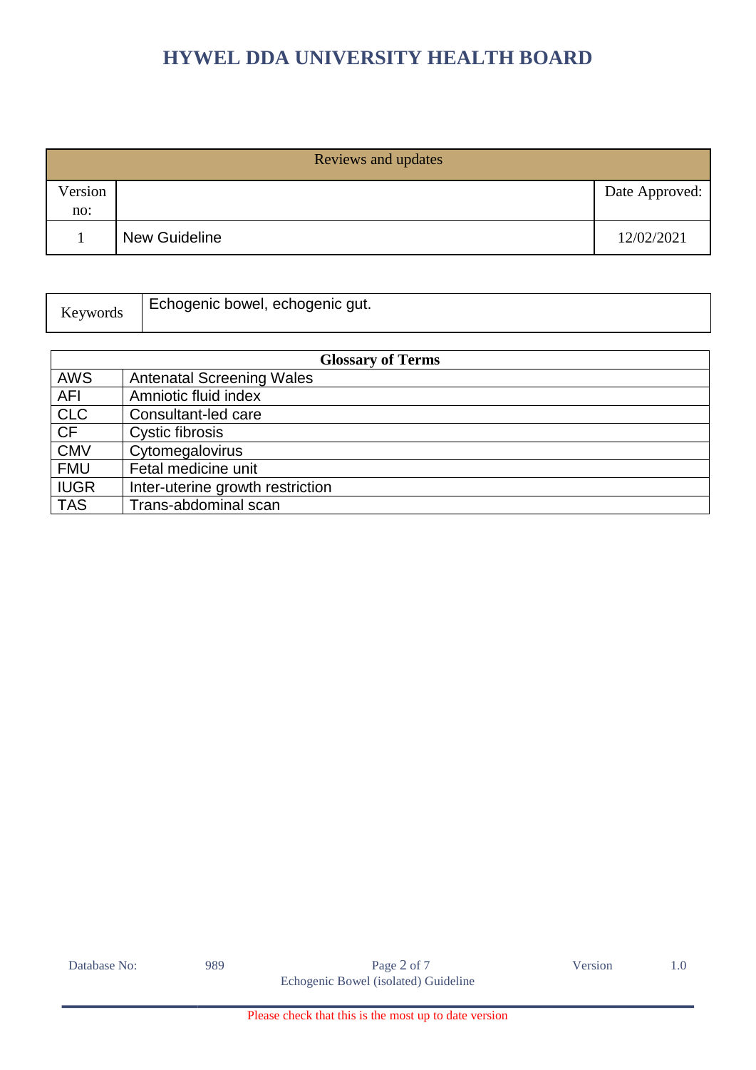| Reviews and updates | | |
|---|---|---|
| Version no: | | Date Approved: |
| 1 | New Guideline | 12/02/2021 |

| Keywords | Echogenic bowel, echogenic gut. |
|---|---|

| Glossary of Terms | |
|---|---|
| AWS | Antenatal Screening Wales |
| AFI | Amniotic fluid index |
| CLC | Consultant-led care |
| CF | Cystic fibrosis |
| CMV | Cytomegalovirus |
| FMU | Fetal medicine unit |
| IUGR | Inter-uterine growth restriction |
| TAS | Trans-abdominal scan |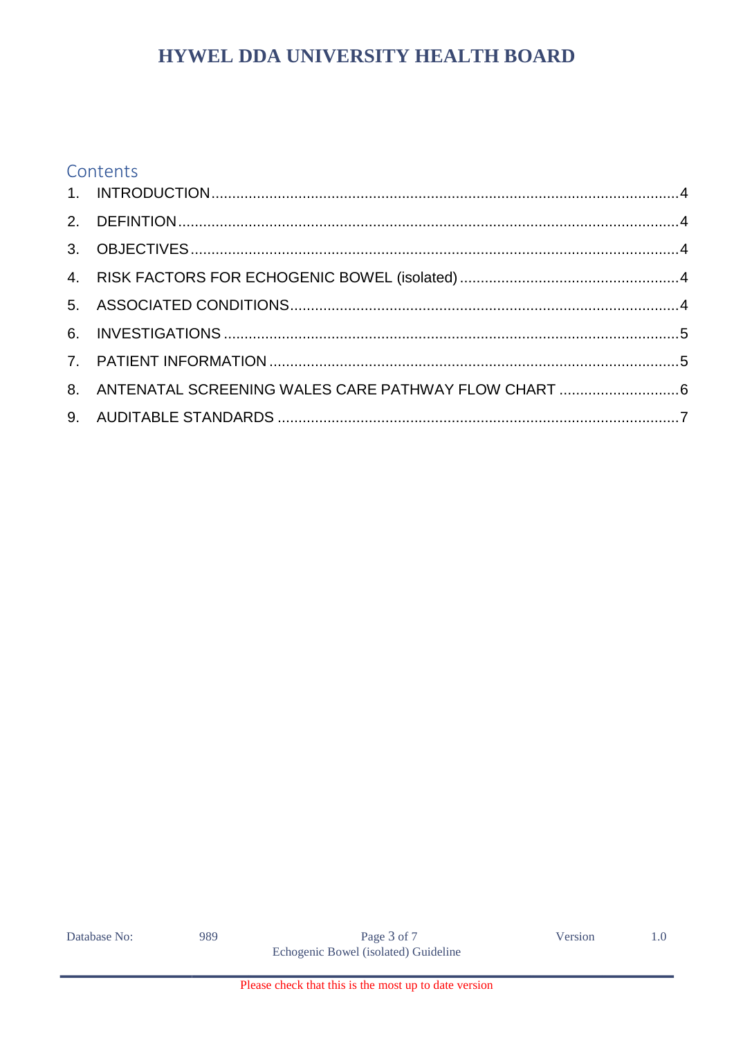## Contents

1. INTRODUCTION....4
2. DEFINTION....4
3. OBJECTIVES....4
4. RISK FACTORS FOR ECHOGENIC BOWEL (isolated)....4
5. ASSOCIATED CONDITIONS....4
6. INVESTIGATIONS....5
7. PATIENT INFORMATION....5
8. ANTENATAL SCREENING WALES CARE PATHWAY FLOW CHART....6
9. AUDITABLE STANDARDS....7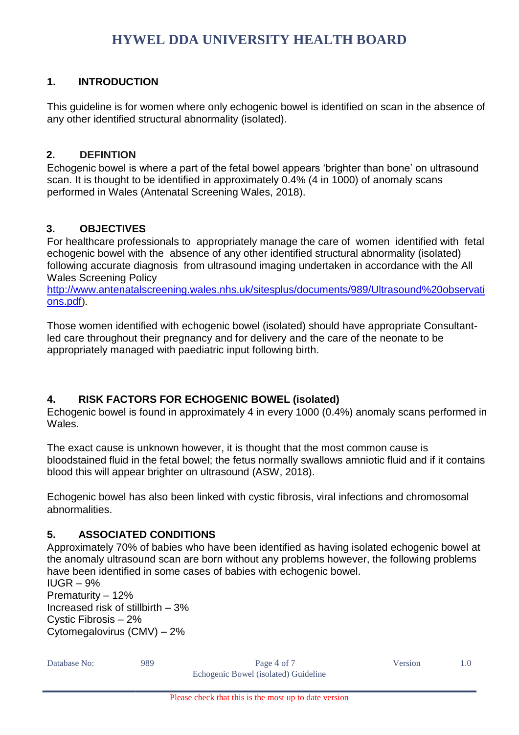## 1. INTRODUCTION

This guideline is for women where only echogenic bowel is identified on scan in the absence of any other identified structural abnormality (isolated).

## 2. DEFINTION

Echogenic bowel is where a part of the fetal bowel appears 'brighter than bone' on ultrasound scan. It is thought to be identified in approximately 0.4% (4 in 1000) of anomaly scans performed in Wales (Antenatal Screening Wales, 2018).

## 3. OBJECTIVES

For healthcare professionals to appropriately manage the care of women identified with fetal echogenic bowel with the absence of any other identified structural abnormality (isolated) following accurate diagnosis from ultrasound imaging undertaken in accordance with the All Wales Screening Policy [http://www.antenatalscreening.wales.nhs.uk/sitesplus/documents/989/Ultrasound%20observations.pdf](http://www.antenatalscreening.wales.nhs.uk/sitesplus/documents/989/Ultrasound%20observations.pdf)).

Those women identified with echogenic bowel (isolated) should have appropriate Consultant-led care throughout their pregnancy and for delivery and the care of the neonate to be appropriately managed with paediatric input following birth.

## 4. RISK FACTORS FOR ECHOGENIC BOWEL (isolated)

Echogenic bowel is found in approximately 4 in every 1000 (0.4%) anomaly scans performed in Wales.

The exact cause is unknown however, it is thought that the most common cause is bloodstained fluid in the fetal bowel; the fetus normally swallows amniotic fluid and if it contains blood this will appear brighter on ultrasound (ASW, 2018).

Echogenic bowel has also been linked with cystic fibrosis, viral infections and chromosomal abnormalities.

## 5. ASSOCIATED CONDITIONS

Approximately 70% of babies who have been identified as having isolated echogenic bowel at the anomaly ultrasound scan are born without any problems however, the following problems have been identified in some cases of babies with echogenic bowel.

IUGR – 9%
Prematurity – 12%
Increased risk of stillbirth – 3%
Cystic Fibrosis – 2%
Cytomegalovirus (CMV) – 2%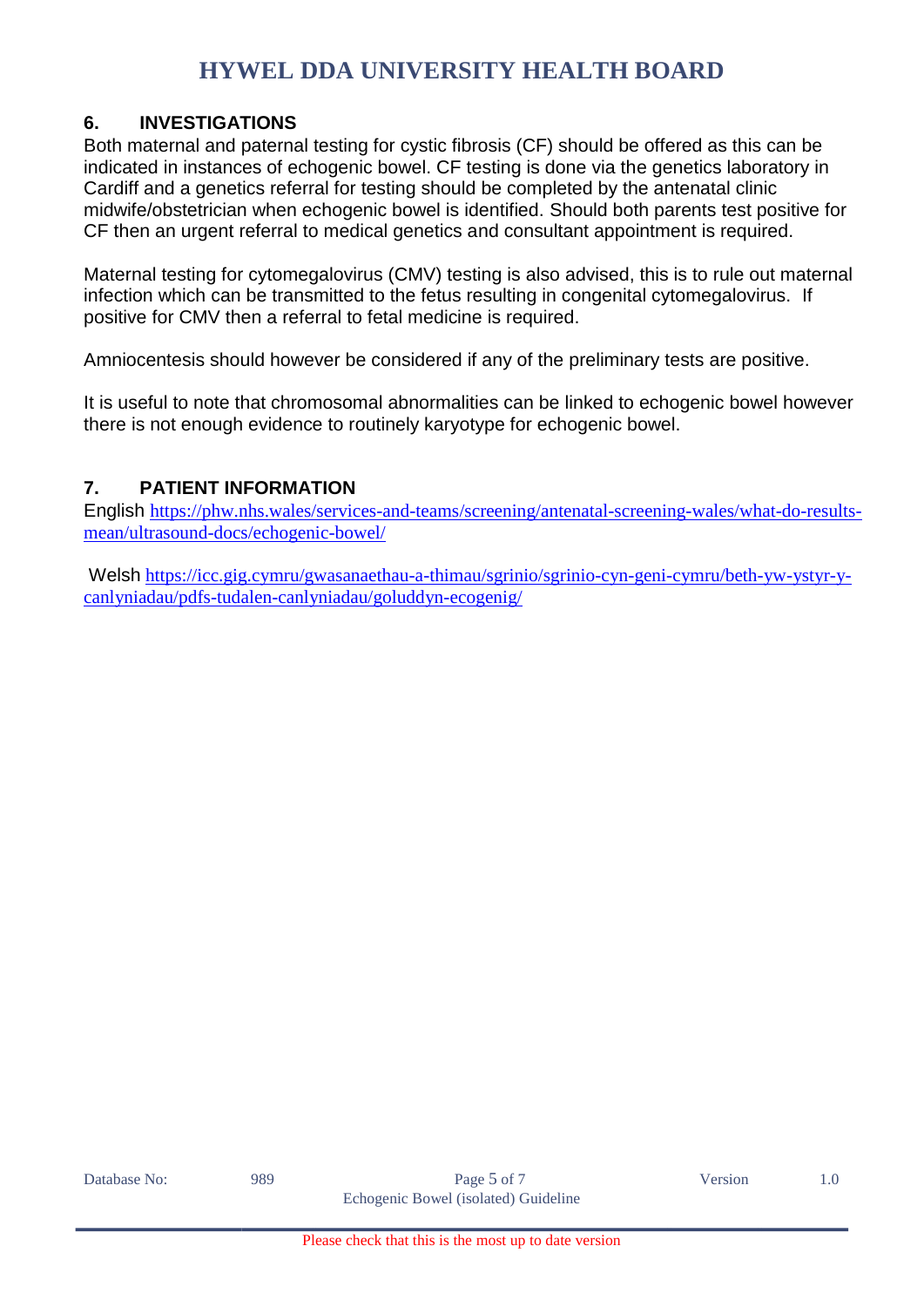## 6. INVESTIGATIONS

Both maternal and paternal testing for cystic fibrosis (CF) should be offered as this can be indicated in instances of echogenic bowel. CF testing is done via the genetics laboratory in Cardiff and a genetics referral for testing should be completed by the antenatal clinic midwife/obstetrician when echogenic bowel is identified. Should both parents test positive for CF then an urgent referral to medical genetics and consultant appointment is required.

Maternal testing for cytomegalovirus (CMV) testing is also advised, this is to rule out maternal infection which can be transmitted to the fetus resulting in congenital cytomegalovirus. If positive for CMV then a referral to fetal medicine is required.

Amniocentesis should however be considered if any of the preliminary tests are positive.

It is useful to note that chromosomal abnormalities can be linked to echogenic bowel however there is not enough evidence to routinely karyotype for echogenic bowel.

## 7. PATIENT INFORMATION

English https://phw.nhs.wales/services-and-teams/screening/antenatal-screening-wales/what-do-results-mean/ultrasound-docs/echogenic-bowel/

Welsh https://icc.gig.cymru/gwasanaethau-a-thimau/sgrinio/sgrinio-cyn-geni-cymru/beth-yw-ystyr-y-canlyniadau/pdfs-tudalen-canlyniadau/goluddyn-ecogenig/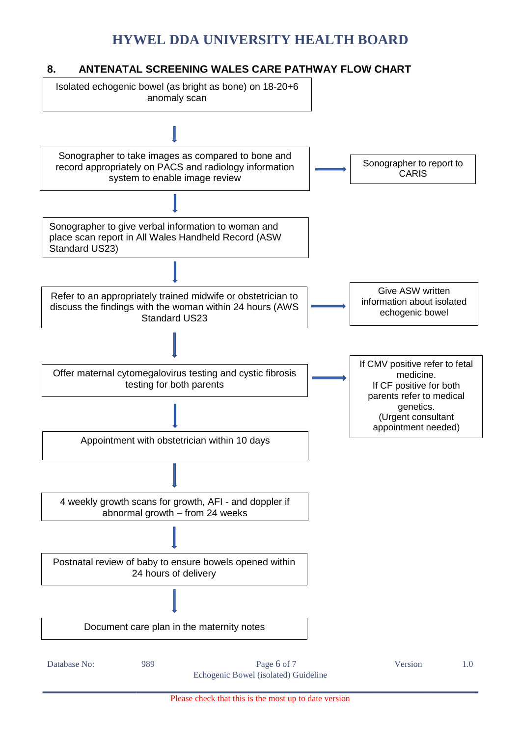## 8. ANTENATAL SCREENING WALES CARE PATHWAY FLOW CHART

Isolated echogenic bowel (as bright as bone) on 18-20+6 anomaly scan

↓

Sonographer to take images as compared to bone and record appropriately on PACS and radiology information system to enable image review → Sonographer to report to CARIS

↓

Sonographer to give verbal information to woman and place scan report in All Wales Handheld Record (ASW Standard US23)

↓

Refer to an appropriately trained midwife or obstetrician to discuss the findings with the woman within 24 hours (AWS Standard US23 → Give ASW written information about isolated echogenic bowel

↓

Offer maternal cytomegalovirus testing and cystic fibrosis testing for both parents → If CMV positive refer to fetal medicine. If CF positive for both parents refer to medical genetics. (Urgent consultant appointment needed)

↓

Appointment with obstetrician within 10 days

↓

4 weekly growth scans for growth, AFI - and doppler if abnormal growth – from 24 weeks

↓

Postnatal review of baby to ensure bowels opened within 24 hours of delivery

↓

Document care plan in the maternity notes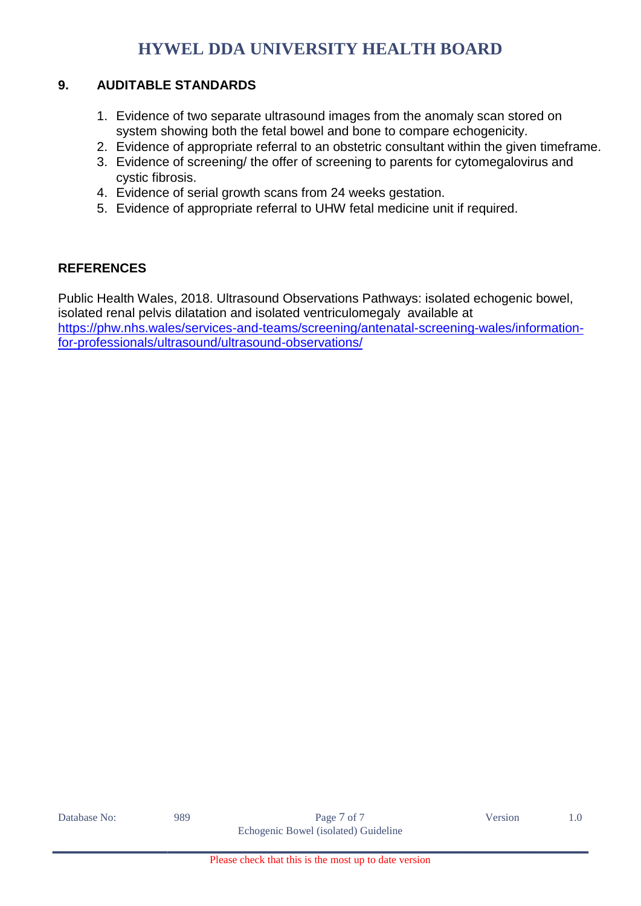## 9. AUDITABLE STANDARDS

1. Evidence of two separate ultrasound images from the anomaly scan stored on system showing both the fetal bowel and bone to compare echogenicity.
2. Evidence of appropriate referral to an obstetric consultant within the given timeframe.
3. Evidence of screening/ the offer of screening to parents for cytomegalovirus and cystic fibrosis.
4. Evidence of serial growth scans from 24 weeks gestation.
5. Evidence of appropriate referral to UHW fetal medicine unit if required.

## REFERENCES

Public Health Wales, 2018. Ultrasound Observations Pathways: isolated echogenic bowel, isolated renal pelvis dilatation and isolated ventriculomegaly available at [https://phw.nhs.wales/services-and-teams/screening/antenatal-screening-wales/information-for-professionals/ultrasound/ultrasound-observations/](https://phw.nhs.wales/services-and-teams/screening/antenatal-screening-wales/information-for-professionals/ultrasound/ultrasound-observations/)